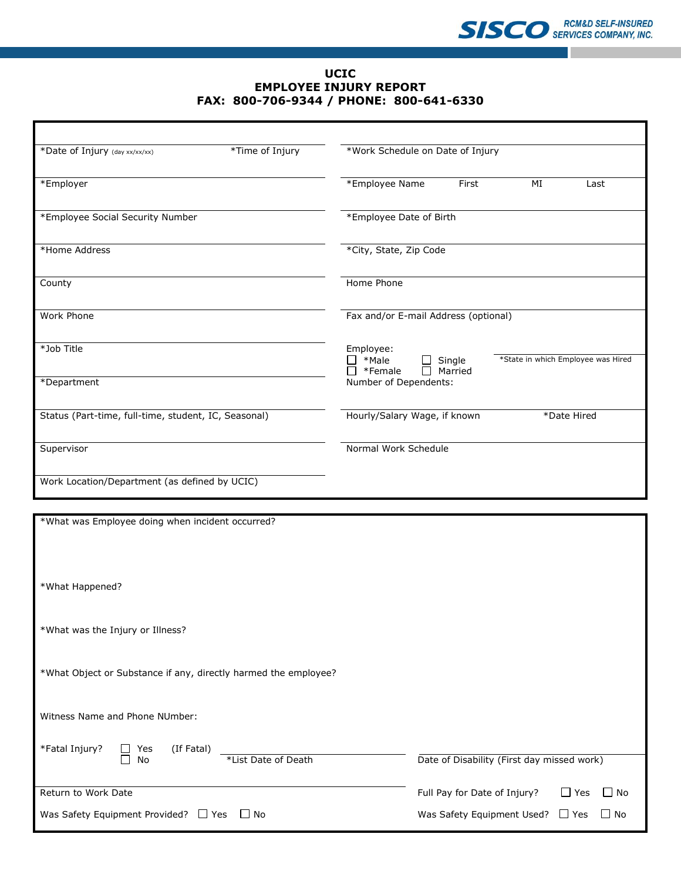SISCO RCM&D SELF-INSURED SERVICES COMPANY, INC.

# UCIC
## EMPLOYEE INJURY REPORT
## FAX: 800-706-9344 / PHONE: 800-641-6330

*Date of Injury (day xx/xx/xx) *Time of Injury

*Work Schedule on Date of Injury

*Employer

*Employee Name First MI Last

*Employee Social Security Number

*Employee Date of Birth

*Home Address

*City, State, Zip Code

County

Home Phone

Work Phone

Fax and/or E-mail Address (optional)

*Job Title

Employee:
☐ *Male ☐ Single
☐ *Female ☐ Married

*State in which Employee was Hired

*Department

Number of Dependents:

Status (Part-time, full-time, student, IC, Seasonal)

Hourly/Salary Wage, if known

*Date Hired

Supervisor

Normal Work Schedule

Work Location/Department (as defined by UCIC)

*What was Employee doing when incident occurred?

*What Happened?

*What was the Injury or Illness?

*What Object or Substance if any, directly harmed the employee?

Witness Name and Phone NUmber:

*Fatal Injury? ☐ Yes ☐ No (If Fatal) *List Date of Death

Date of Disability (First day missed work)

Return to Work Date

Full Pay for Date of Injury? ☐ Yes ☐ No

Was Safety Equipment Provided? ☐ Yes ☐ No

Was Safety Equipment Used? ☐ Yes ☐ No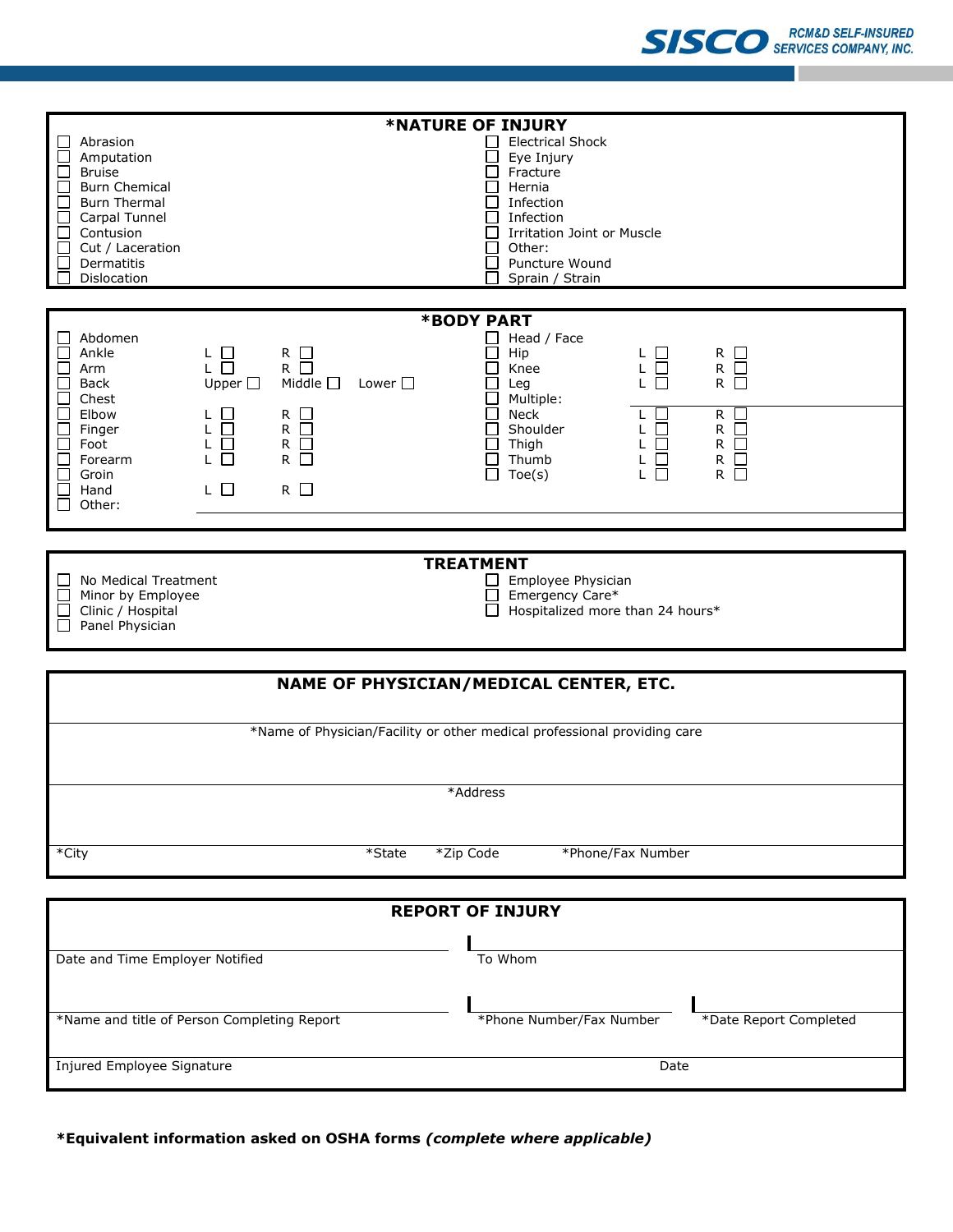SISCO RCM&D SELF-INSURED SERVICES COMPANY, INC.

## *NATURE OF INJURY

| | |
|---|---|
| ☐ Abrasion | ☐ Electrical Shock |
| ☐ Amputation | ☐ Eye Injury |
| ☐ Bruise | ☐ Fracture |
| ☐ Burn Chemical | ☐ Hernia |
| ☐ Burn Thermal | ☐ Infection |
| ☐ Carpal Tunnel | ☐ Infection |
| ☐ Contusion | ☐ Irritation Joint or Muscle |
| ☐ Cut / Laceration | ☐ Other: |
| ☐ Dermatitis | ☐ Puncture Wound |
| ☐ Dislocation | ☐ Sprain / Strain |

## *BODY PART

| | | | | | | |
|---|---|---|---|---|---|---|
| ☐ Abdomen | | | | ☐ Head / Face | | |
| ☐ Ankle | L ☐ | R ☐ | | ☐ Hip | L ☐ | R ☐ |
| ☐ Arm | L ☐ | R ☐ | | ☐ Knee | L ☐ | R ☐ |
| ☐ Back | Upper ☐ | Middle ☐ | Lower ☐ | ☐ Leg | L ☐ | R ☐ |
| ☐ Chest | | | | ☐ Multiple: | | |
| ☐ Elbow | L ☐ | R ☐ | | ☐ Neck | L ☐ | R ☐ |
| ☐ Finger | L ☐ | R ☐ | | ☐ Shoulder | L ☐ | R ☐ |
| ☐ Foot | L ☐ | R ☐ | | ☐ Thigh | L ☐ | R ☐ |
| ☐ Forearm | L ☐ | R ☐ | | ☐ Thumb | L ☐ | R ☐ |
| ☐ Groin | | | | ☐ Toe(s) | L ☐ | R ☐ |
| ☐ Hand | L ☐ | R ☐ | | | | |
| ☐ Other: | | | | | | |

## TREATMENT

| | |
|---|---|
| ☐ No Medical Treatment | ☐ Employee Physician |
| ☐ Minor by Employee | ☐ Emergency Care* |
| ☐ Clinic / Hospital | ☐ Hospitalized more than 24 hours* |
| ☐ Panel Physician | |

## NAME OF PHYSICIAN/MEDICAL CENTER, ETC.

*Name of Physician/Facility or other medical professional providing care

*Address

*City | *State | *Zip Code | *Phone/Fax Number

## REPORT OF INJURY

Date and Time Employer Notified | To Whom

*Name and title of Person Completing Report | *Phone Number/Fax Number | *Date Report Completed

Injured Employee Signature | Date

**\*Equivalent information asked on OSHA forms *(complete where applicable)***